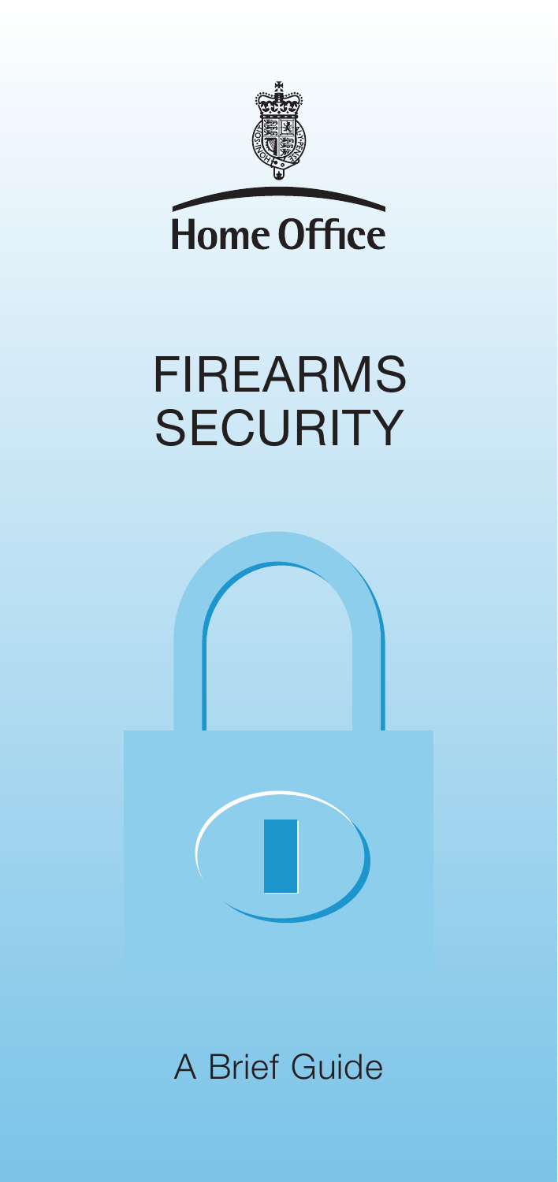Home Office

# FIREARMS SECURITY

A Brief Guide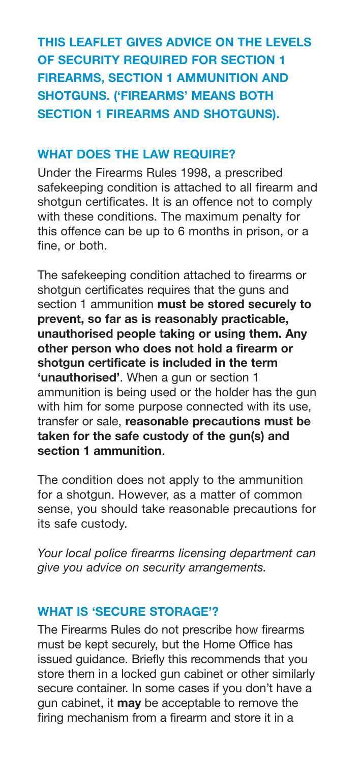**THIS LEAFLET GIVES ADVICE ON THE LEVELS OF SECURITY REQUIRED FOR SECTION 1 FIREARMS, SECTION 1 AMMUNITION AND SHOTGUNS. ('FIREARMS' MEANS BOTH SECTION 1 FIREARMS AND SHOTGUNS).**

## WHAT DOES THE LAW REQUIRE?

Under the Firearms Rules 1998, a prescribed safekeeping condition is attached to all firearm and shotgun certificates. It is an offence not to comply with these conditions. The maximum penalty for this offence can be up to 6 months in prison, or a fine, or both.

The safekeeping condition attached to firearms or shotgun certificates requires that the guns and section 1 ammunition **must be stored securely to prevent, so far as is reasonably practicable, unauthorised people taking or using them. Any other person who does not hold a firearm or shotgun certificate is included in the term 'unauthorised'**. When a gun or section 1 ammunition is being used or the holder has the gun with him for some purpose connected with its use, transfer or sale, **reasonable precautions must be taken for the safe custody of the gun(s) and section 1 ammunition**.

The condition does not apply to the ammunition for a shotgun. However, as a matter of common sense, you should take reasonable precautions for its safe custody.

*Your local police firearms licensing department can give you advice on security arrangements.*

## WHAT IS 'SECURE STORAGE'?

The Firearms Rules do not prescribe how firearms must be kept securely, but the Home Office has issued guidance. Briefly this recommends that you store them in a locked gun cabinet or other similarly secure container. In some cases if you don't have a gun cabinet, it **may** be acceptable to remove the firing mechanism from a firearm and store it in a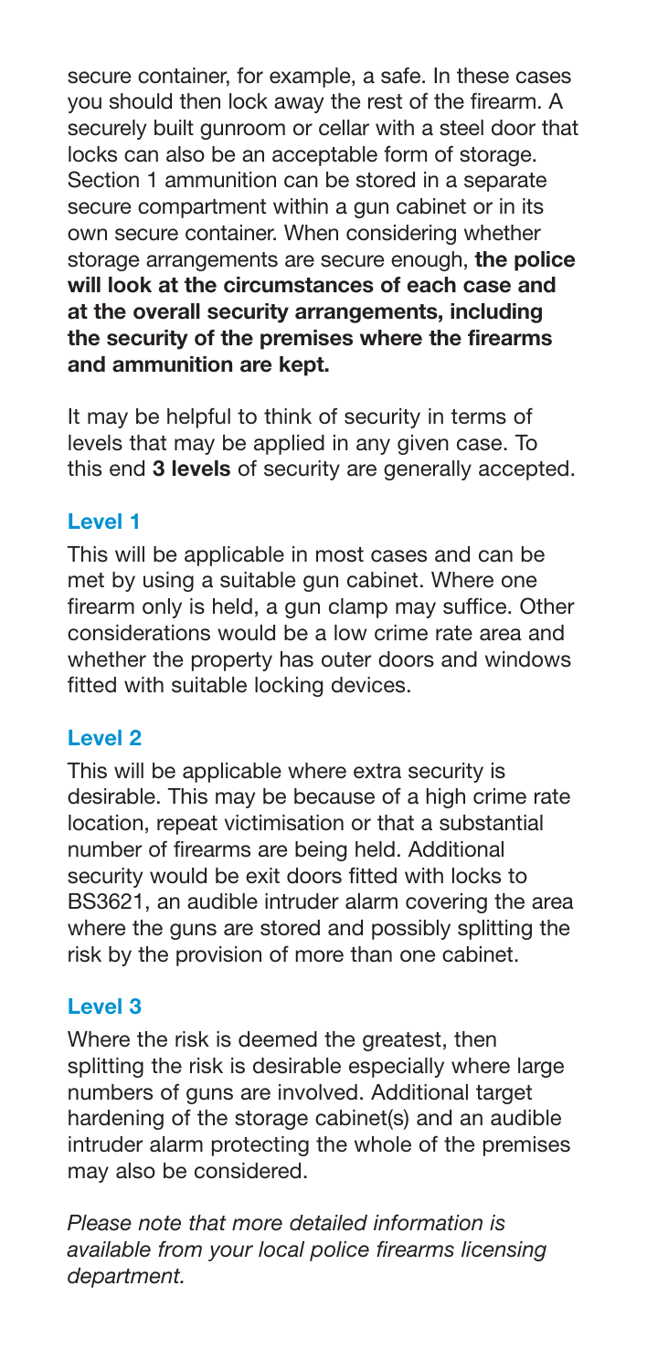secure container, for example, a safe. In these cases you should then lock away the rest of the firearm. A securely built gunroom or cellar with a steel door that locks can also be an acceptable form of storage. Section 1 ammunition can be stored in a separate secure compartment within a gun cabinet or in its own secure container. When considering whether storage arrangements are secure enough, **the police will look at the circumstances of each case and at the overall security arrangements, including the security of the premises where the firearms and ammunition are kept.**

It may be helpful to think of security in terms of levels that may be applied in any given case. To this end **3 levels** of security are generally accepted.

### Level 1

This will be applicable in most cases and can be met by using a suitable gun cabinet. Where one firearm only is held, a gun clamp may suffice. Other considerations would be a low crime rate area and whether the property has outer doors and windows fitted with suitable locking devices.

### Level 2

This will be applicable where extra security is desirable. This may be because of a high crime rate location, repeat victimisation or that a substantial number of firearms are being held. Additional security would be exit doors fitted with locks to BS3621, an audible intruder alarm covering the area where the guns are stored and possibly splitting the risk by the provision of more than one cabinet.

### Level 3

Where the risk is deemed the greatest, then splitting the risk is desirable especially where large numbers of guns are involved. Additional target hardening of the storage cabinet(s) and an audible intruder alarm protecting the whole of the premises may also be considered.

*Please note that more detailed information is available from your local police firearms licensing department.*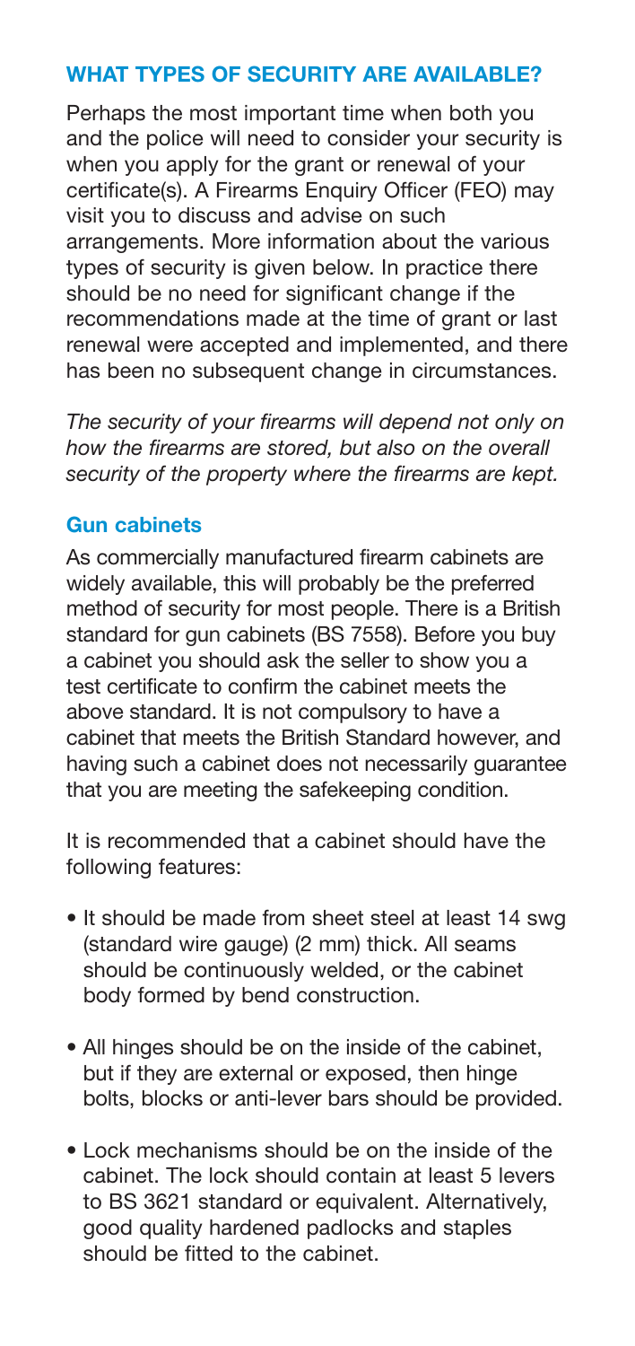## WHAT TYPES OF SECURITY ARE AVAILABLE?

Perhaps the most important time when both you and the police will need to consider your security is when you apply for the grant or renewal of your certificate(s). A Firearms Enquiry Officer (FEO) may visit you to discuss and advise on such arrangements. More information about the various types of security is given below. In practice there should be no need for significant change if the recommendations made at the time of grant or last renewal were accepted and implemented, and there has been no subsequent change in circumstances.

*The security of your firearms will depend not only on how the firearms are stored, but also on the overall security of the property where the firearms are kept.*

### Gun cabinets

As commercially manufactured firearm cabinets are widely available, this will probably be the preferred method of security for most people. There is a British standard for gun cabinets (BS 7558). Before you buy a cabinet you should ask the seller to show you a test certificate to confirm the cabinet meets the above standard. It is not compulsory to have a cabinet that meets the British Standard however, and having such a cabinet does not necessarily guarantee that you are meeting the safekeeping condition.

It is recommended that a cabinet should have the following features:

- It should be made from sheet steel at least 14 swg (standard wire gauge) (2 mm) thick. All seams should be continuously welded, or the cabinet body formed by bend construction.
- All hinges should be on the inside of the cabinet, but if they are external or exposed, then hinge bolts, blocks or anti-lever bars should be provided.
- Lock mechanisms should be on the inside of the cabinet. The lock should contain at least 5 levers to BS 3621 standard or equivalent. Alternatively, good quality hardened padlocks and staples should be fitted to the cabinet.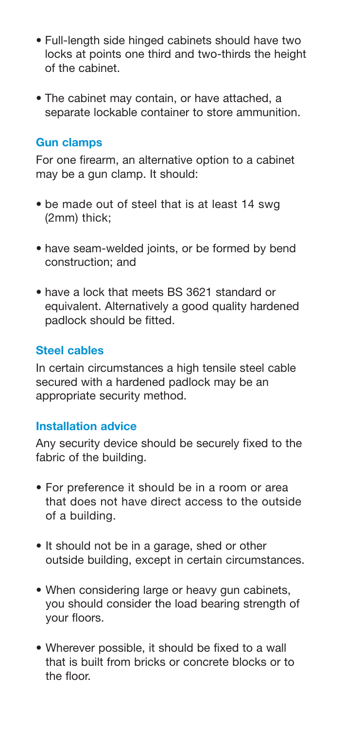- Full-length side hinged cabinets should have two locks at points one third and two-thirds the height of the cabinet.
- The cabinet may contain, or have attached, a separate lockable container to store ammunition.

### Gun clamps

For one firearm, an alternative option to a cabinet may be a gun clamp. It should:

- be made out of steel that is at least 14 swg (2mm) thick;
- have seam-welded joints, or be formed by bend construction; and
- have a lock that meets BS 3621 standard or equivalent. Alternatively a good quality hardened padlock should be fitted.

### Steel cables

In certain circumstances a high tensile steel cable secured with a hardened padlock may be an appropriate security method.

### Installation advice

Any security device should be securely fixed to the fabric of the building.

- For preference it should be in a room or area that does not have direct access to the outside of a building.
- It should not be in a garage, shed or other outside building, except in certain circumstances.
- When considering large or heavy gun cabinets, you should consider the load bearing strength of your floors.
- Wherever possible, it should be fixed to a wall that is built from bricks or concrete blocks or to the floor.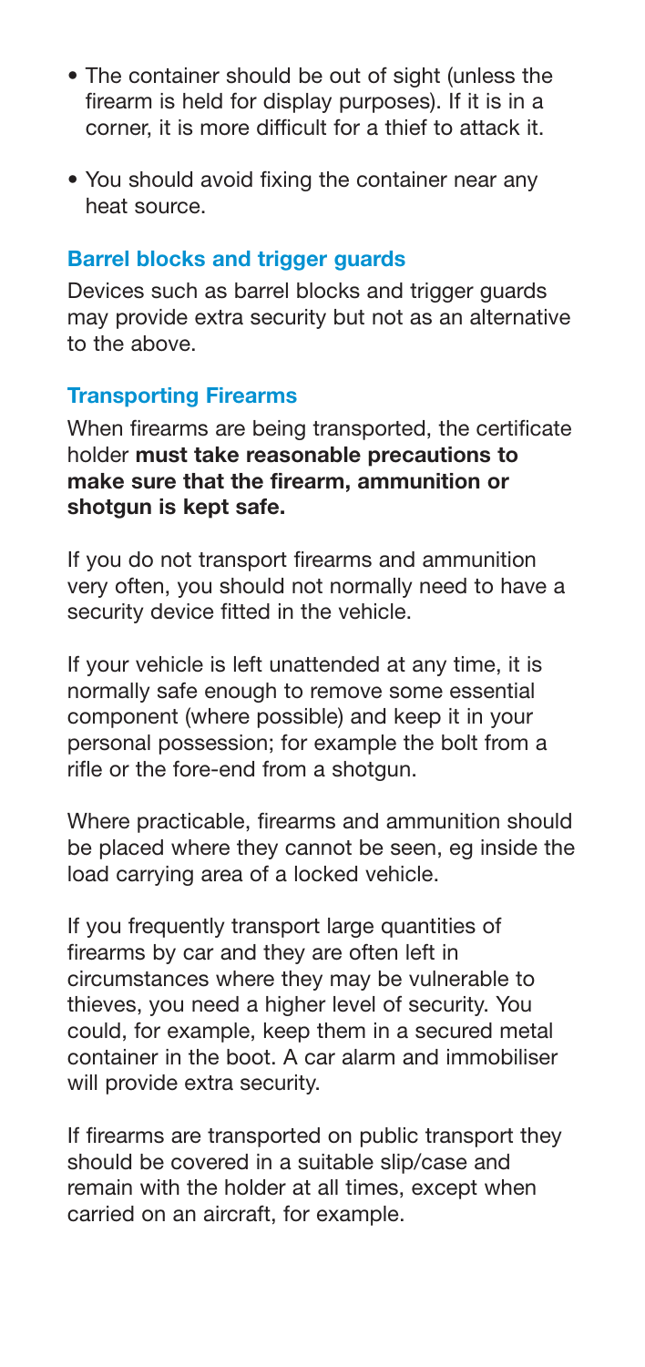- The container should be out of sight (unless the firearm is held for display purposes). If it is in a corner, it is more difficult for a thief to attack it.
- You should avoid fixing the container near any heat source.

### Barrel blocks and trigger guards

Devices such as barrel blocks and trigger guards may provide extra security but not as an alternative to the above.

### Transporting Firearms

When firearms are being transported, the certificate holder **must take reasonable precautions to make sure that the firearm, ammunition or shotgun is kept safe.**

If you do not transport firearms and ammunition very often, you should not normally need to have a security device fitted in the vehicle.

If your vehicle is left unattended at any time, it is normally safe enough to remove some essential component (where possible) and keep it in your personal possession; for example the bolt from a rifle or the fore-end from a shotgun.

Where practicable, firearms and ammunition should be placed where they cannot be seen, eg inside the load carrying area of a locked vehicle.

If you frequently transport large quantities of firearms by car and they are often left in circumstances where they may be vulnerable to thieves, you need a higher level of security. You could, for example, keep them in a secured metal container in the boot. A car alarm and immobiliser will provide extra security.

If firearms are transported on public transport they should be covered in a suitable slip/case and remain with the holder at all times, except when carried on an aircraft, for example.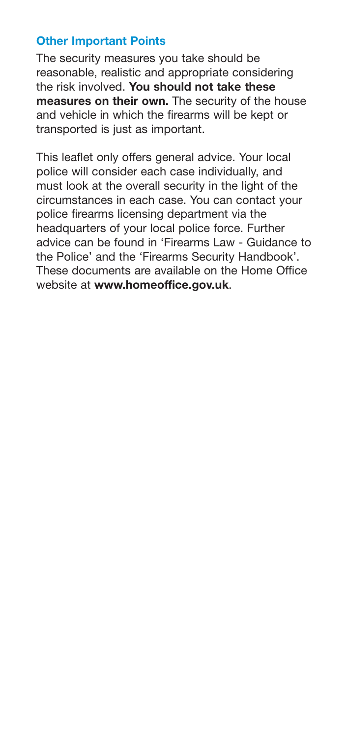## Other Important Points

The security measures you take should be reasonable, realistic and appropriate considering the risk involved. **You should not take these measures on their own.** The security of the house and vehicle in which the firearms will be kept or transported is just as important.

This leaflet only offers general advice. Your local police will consider each case individually, and must look at the overall security in the light of the circumstances in each case. You can contact your police firearms licensing department via the headquarters of your local police force. Further advice can be found in 'Firearms Law - Guidance to the Police' and the 'Firearms Security Handbook'. These documents are available on the Home Office website at **www.homeoffice.gov.uk**.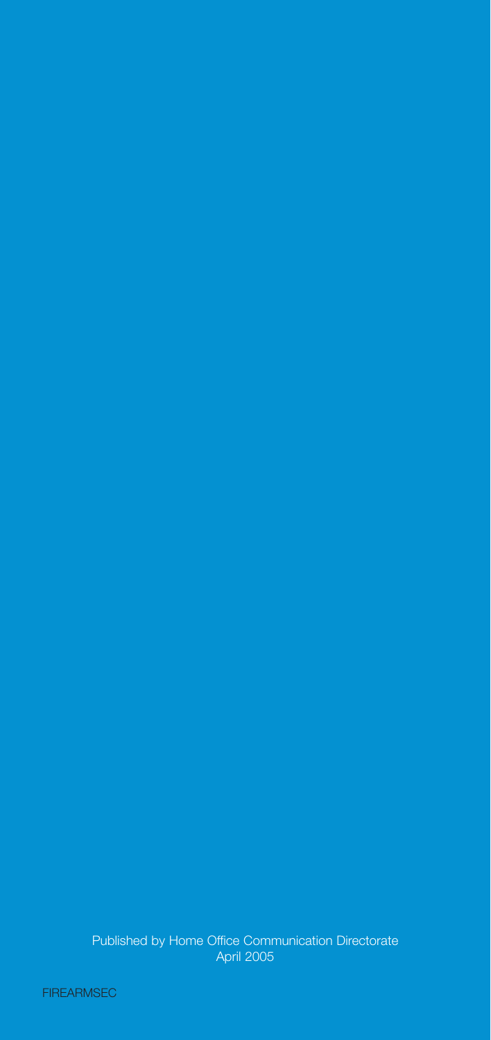Published by Home Office Communication Directorate
April 2005

FIREARMSEC